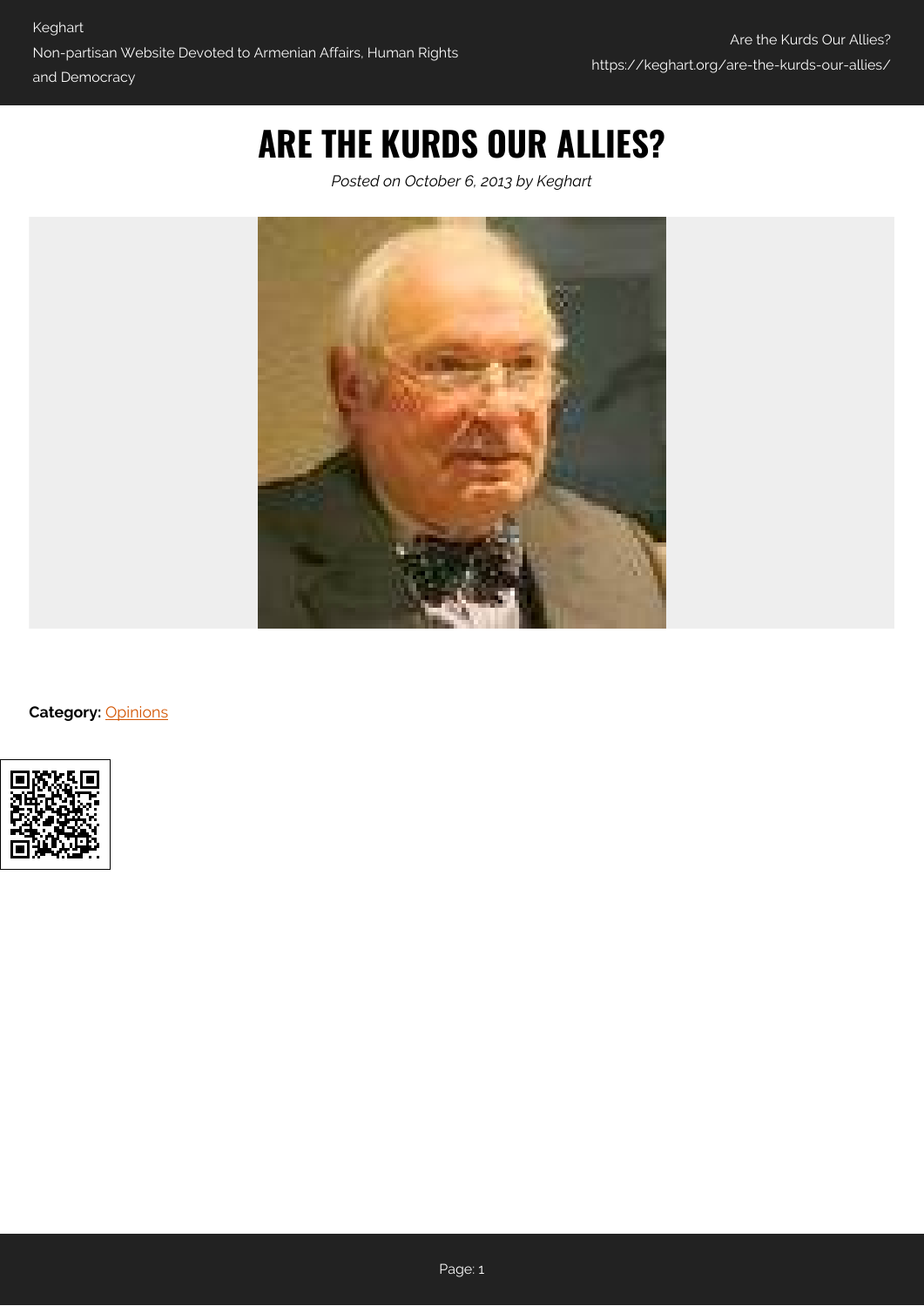# ARE THE KURDS OUR ALLIES?

*Posted on October 6, 2013 by Keghart*

**Category:** Opinions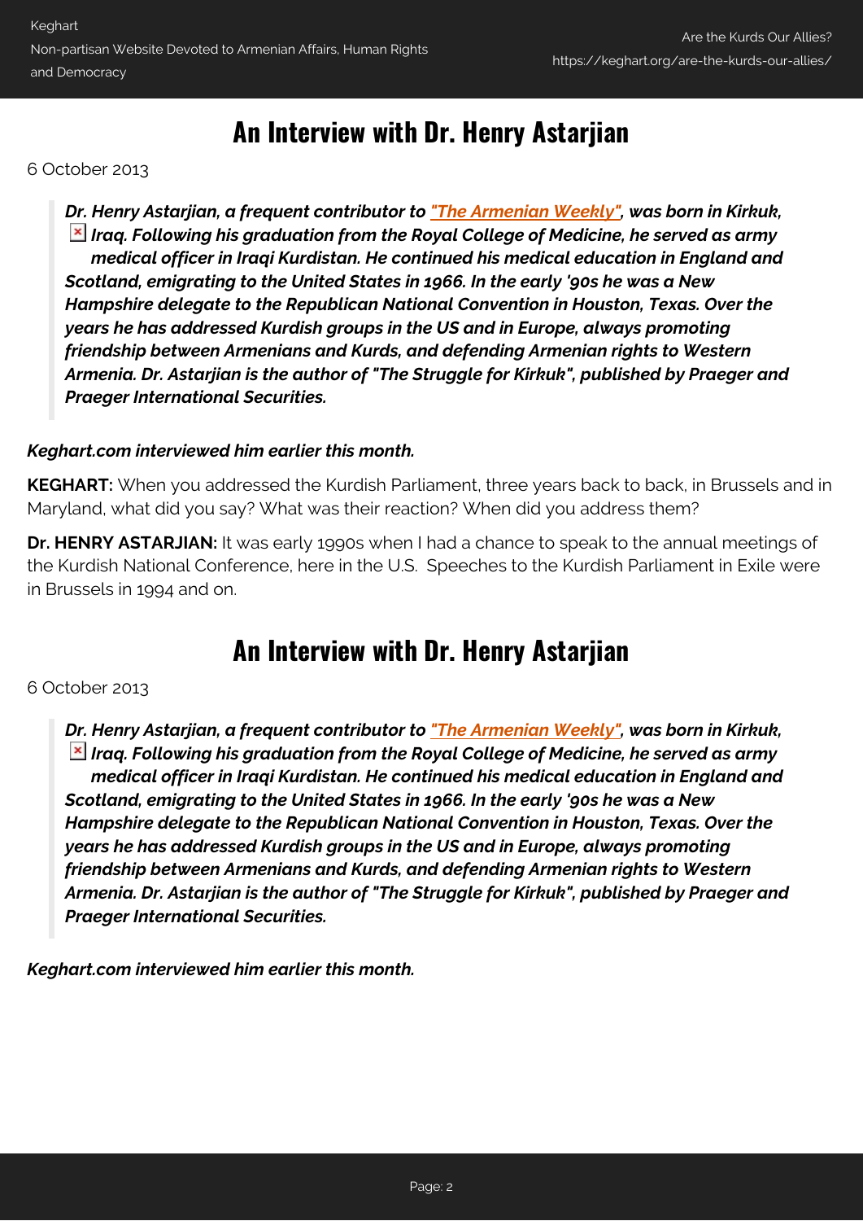## An Interview with Dr. Henry Astarjian

6 October 2013

> ***Dr. Henry Astarjian, a frequent contributor to "The Armenian Weekly", was born in Kirkuk, Iraq. Following his graduation from the Royal College of Medicine, he served as army medical officer in Iraqi Kurdistan. He continued his medical education in England and Scotland, emigrating to the United States in 1966. In the early '90s he was a New Hampshire delegate to the Republican National Convention in Houston, Texas. Over the years he has addressed Kurdish groups in the US and in Europe, always promoting friendship between Armenians and Kurds, and defending Armenian rights to Western Armenia. Dr. Astarjian is the author of "The Struggle for Kirkuk", published by Praeger and Praeger International Securities.***

***Keghart.com interviewed him earlier this month.***

**KEGHART:** When you addressed the Kurdish Parliament, three years back to back, in Brussels and in Maryland, what did you say? What was their reaction? When did you address them?

**Dr. HENRY ASTARJIAN:** It was early 1990s when I had a chance to speak to the annual meetings of the Kurdish National Conference, here in the U.S. Speeches to the Kurdish Parliament in Exile were in Brussels in 1994 and on.

## An Interview with Dr. Henry Astarjian

6 October 2013

> ***Dr. Henry Astarjian, a frequent contributor to "The Armenian Weekly", was born in Kirkuk, Iraq. Following his graduation from the Royal College of Medicine, he served as army medical officer in Iraqi Kurdistan. He continued his medical education in England and Scotland, emigrating to the United States in 1966. In the early '90s he was a New Hampshire delegate to the Republican National Convention in Houston, Texas. Over the years he has addressed Kurdish groups in the US and in Europe, always promoting friendship between Armenians and Kurds, and defending Armenian rights to Western Armenia. Dr. Astarjian is the author of "The Struggle for Kirkuk", published by Praeger and Praeger International Securities.***

***Keghart.com interviewed him earlier this month.***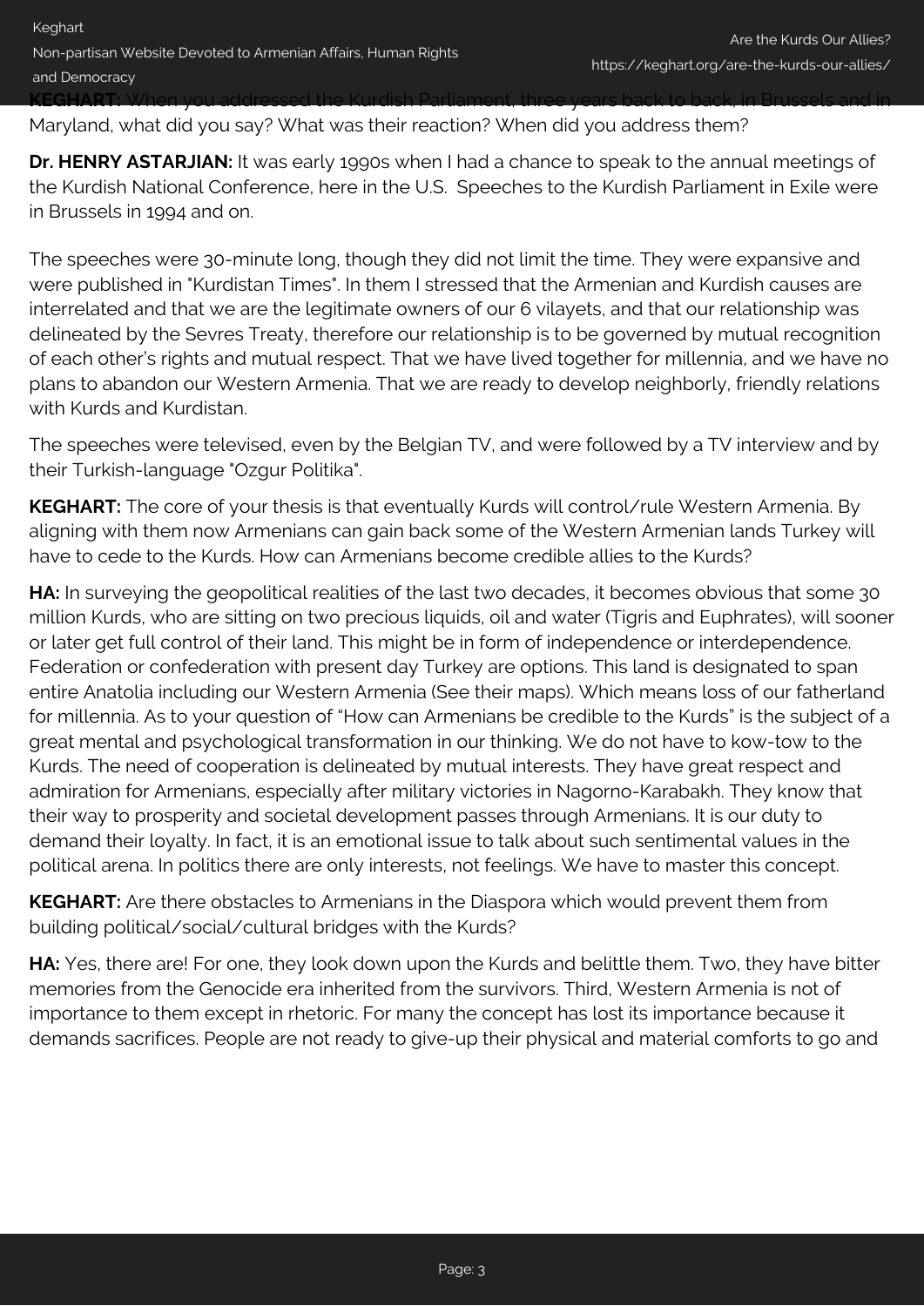**KEGHART:** When you addressed the Kurdish Parliament, three years back to back, in Brussels and in Maryland, what did you say? What was their reaction? When did you address them?

**Dr. HENRY ASTARJIAN:** It was early 1990s when I had a chance to speak to the annual meetings of the Kurdish National Conference, here in the U.S. Speeches to the Kurdish Parliament in Exile were in Brussels in 1994 and on.

The speeches were 30-minute long, though they did not limit the time. They were expansive and were published in "Kurdistan Times". In them I stressed that the Armenian and Kurdish causes are interrelated and that we are the legitimate owners of our 6 vilayets, and that our relationship was delineated by the Sevres Treaty, therefore our relationship is to be governed by mutual recognition of each other's rights and mutual respect. That we have lived together for millennia, and we have no plans to abandon our Western Armenia. That we are ready to develop neighborly, friendly relations with Kurds and Kurdistan.

The speeches were televised, even by the Belgian TV, and were followed by a TV interview and by their Turkish-language "Ozgur Politika".

**KEGHART:** The core of your thesis is that eventually Kurds will control/rule Western Armenia. By aligning with them now Armenians can gain back some of the Western Armenian lands Turkey will have to cede to the Kurds. How can Armenians become credible allies to the Kurds?

**HA:** In surveying the geopolitical realities of the last two decades, it becomes obvious that some 30 million Kurds, who are sitting on two precious liquids, oil and water (Tigris and Euphrates), will sooner or later get full control of their land. This might be in form of independence or interdependence. Federation or confederation with present day Turkey are options. This land is designated to span entire Anatolia including our Western Armenia (See their maps). Which means loss of our fatherland for millennia. As to your question of "How can Armenians be credible to the Kurds" is the subject of a great mental and psychological transformation in our thinking. We do not have to kow-tow to the Kurds. The need of cooperation is delineated by mutual interests. They have great respect and admiration for Armenians, especially after military victories in Nagorno-Karabakh. They know that their way to prosperity and societal development passes through Armenians. It is our duty to demand their loyalty. In fact, it is an emotional issue to talk about such sentimental values in the political arena. In politics there are only interests, not feelings. We have to master this concept.

**KEGHART:** Are there obstacles to Armenians in the Diaspora which would prevent them from building political/social/cultural bridges with the Kurds?

**HA:** Yes, there are! For one, they look down upon the Kurds and belittle them. Two, they have bitter memories from the Genocide era inherited from the survivors. Third, Western Armenia is not of importance to them except in rhetoric. For many the concept has lost its importance because it demands sacrifices. People are not ready to give-up their physical and material comforts to go and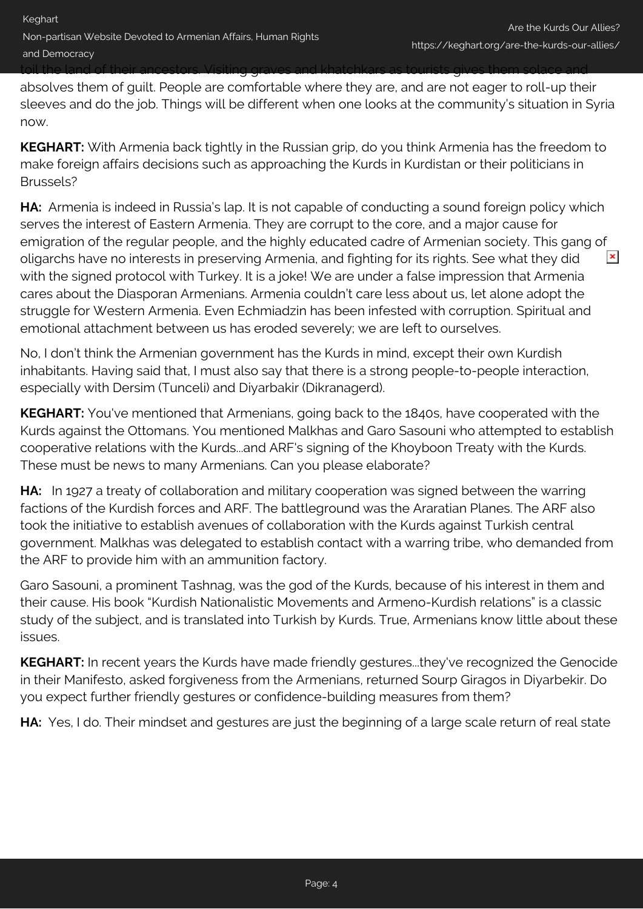toil the land of their ancestors. Visiting graves and khatchkars as tourists gives them solace and absolves them of guilt. People are comfortable where they are, and are not eager to roll-up their sleeves and do the job. Things will be different when one looks at the community's situation in Syria now.

**KEGHART:** With Armenia back tightly in the Russian grip, do you think Armenia has the freedom to make foreign affairs decisions such as approaching the Kurds in Kurdistan or their politicians in Brussels?

**HA:** Armenia is indeed in Russia's lap. It is not capable of conducting a sound foreign policy which serves the interest of Eastern Armenia. They are corrupt to the core, and a major cause for emigration of the regular people, and the highly educated cadre of Armenian society. This gang of oligarchs have no interests in preserving Armenia, and fighting for its rights. See what they did with the signed protocol with Turkey. It is a joke! We are under a false impression that Armenia cares about the Diasporan Armenians. Armenia couldn't care less about us, let alone adopt the struggle for Western Armenia. Even Echmiadzin has been infested with corruption. Spiritual and emotional attachment between us has eroded severely; we are left to ourselves.

No, I don't think the Armenian government has the Kurds in mind, except their own Kurdish inhabitants. Having said that, I must also say that there is a strong people-to-people interaction, especially with Dersim (Tunceli) and Diyarbakir (Dikranagerd).

**KEGHART:** You've mentioned that Armenians, going back to the 1840s, have cooperated with the Kurds against the Ottomans. You mentioned Malkhas and Garo Sasouni who attempted to establish cooperative relations with the Kurds...and ARF's signing of the Khoyboon Treaty with the Kurds. These must be news to many Armenians. Can you please elaborate?

**HA:** In 1927 a treaty of collaboration and military cooperation was signed between the warring factions of the Kurdish forces and ARF. The battleground was the Araratian Planes. The ARF also took the initiative to establish avenues of collaboration with the Kurds against Turkish central government. Malkhas was delegated to establish contact with a warring tribe, who demanded from the ARF to provide him with an ammunition factory.

Garo Sasouni, a prominent Tashnag, was the god of the Kurds, because of his interest in them and their cause. His book "Kurdish Nationalistic Movements and Armeno-Kurdish relations" is a classic study of the subject, and is translated into Turkish by Kurds. True, Armenians know little about these issues.

**KEGHART:** In recent years the Kurds have made friendly gestures...they've recognized the Genocide in their Manifesto, asked forgiveness from the Armenians, returned Sourp Giragos in Diyarbekir. Do you expect further friendly gestures or confidence-building measures from them?

**HA:** Yes, I do. Their mindset and gestures are just the beginning of a large scale return of real state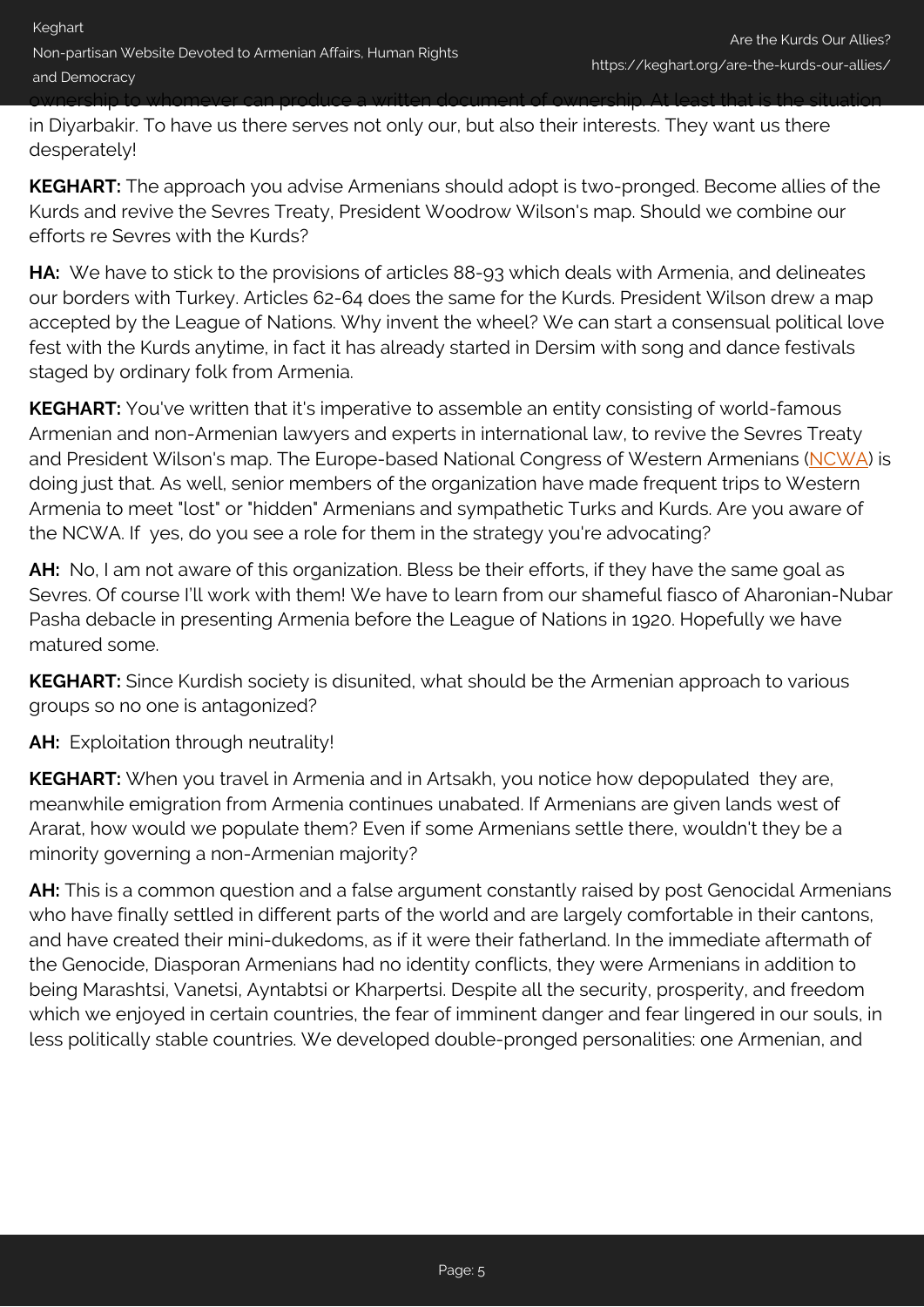ownership to whomever can produce a written document of ownership. At least that is the situation in Diyarbakir. To have us there serves not only our, but also their interests. They want us there desperately!

**KEGHART:** The approach you advise Armenians should adopt is two-pronged. Become allies of the Kurds and revive the Sevres Treaty, President Woodrow Wilson's map. Should we combine our efforts re Sevres with the Kurds?

**HA:** We have to stick to the provisions of articles 88-93 which deals with Armenia, and delineates our borders with Turkey. Articles 62-64 does the same for the Kurds. President Wilson drew a map accepted by the League of Nations. Why invent the wheel? We can start a consensual political love fest with the Kurds anytime, in fact it has already started in Dersim with song and dance festivals staged by ordinary folk from Armenia.

**KEGHART:** You've written that it's imperative to assemble an entity consisting of world-famous Armenian and non-Armenian lawyers and experts in international law, to revive the Sevres Treaty and President Wilson's map. The Europe-based National Congress of Western Armenians (NCWA) is doing just that. As well, senior members of the organization have made frequent trips to Western Armenia to meet "lost" or "hidden" Armenians and sympathetic Turks and Kurds. Are you aware of the NCWA. If yes, do you see a role for them in the strategy you're advocating?

**AH:** No, I am not aware of this organization. Bless be their efforts, if they have the same goal as Sevres. Of course I'll work with them! We have to learn from our shameful fiasco of Aharonian-Nubar Pasha debacle in presenting Armenia before the League of Nations in 1920. Hopefully we have matured some.

**KEGHART:** Since Kurdish society is disunited, what should be the Armenian approach to various groups so no one is antagonized?

**AH:** Exploitation through neutrality!

**KEGHART:** When you travel in Armenia and in Artsakh, you notice how depopulated they are, meanwhile emigration from Armenia continues unabated. If Armenians are given lands west of Ararat, how would we populate them? Even if some Armenians settle there, wouldn't they be a minority governing a non-Armenian majority?

**AH:** This is a common question and a false argument constantly raised by post Genocidal Armenians who have finally settled in different parts of the world and are largely comfortable in their cantons, and have created their mini-dukedoms, as if it were their fatherland. In the immediate aftermath of the Genocide, Diasporan Armenians had no identity conflicts, they were Armenians in addition to being Marashtsi, Vanetsi, Ayntabtsi or Kharpertsi. Despite all the security, prosperity, and freedom which we enjoyed in certain countries, the fear of imminent danger and fear lingered in our souls, in less politically stable countries. We developed double-pronged personalities: one Armenian, and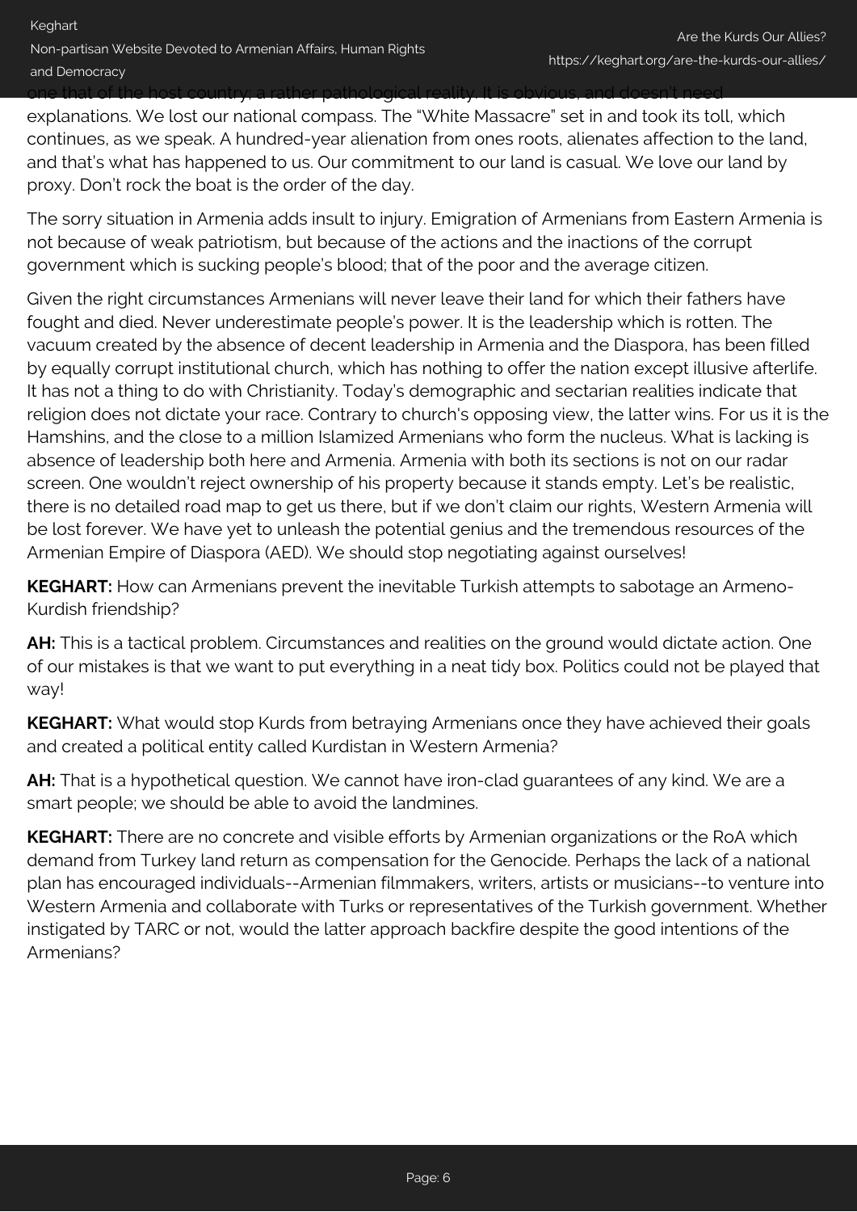one that of the host country; a rather pathological reality. It is obvious, and doesn't need explanations. We lost our national compass. The "White Massacre" set in and took its toll, which continues, as we speak. A hundred-year alienation from ones roots, alienates affection to the land, and that's what has happened to us. Our commitment to our land is casual. We love our land by proxy. Don't rock the boat is the order of the day.

The sorry situation in Armenia adds insult to injury. Emigration of Armenians from Eastern Armenia is not because of weak patriotism, but because of the actions and the inactions of the corrupt government which is sucking people's blood; that of the poor and the average citizen.

Given the right circumstances Armenians will never leave their land for which their fathers have fought and died. Never underestimate people's power. It is the leadership which is rotten. The vacuum created by the absence of decent leadership in Armenia and the Diaspora, has been filled by equally corrupt institutional church, which has nothing to offer the nation except illusive afterlife. It has not a thing to do with Christianity. Today's demographic and sectarian realities indicate that religion does not dictate your race. Contrary to church's opposing view, the latter wins. For us it is the Hamshins, and the close to a million Islamized Armenians who form the nucleus. What is lacking is absence of leadership both here and Armenia. Armenia with both its sections is not on our radar screen. One wouldn't reject ownership of his property because it stands empty. Let's be realistic, there is no detailed road map to get us there, but if we don't claim our rights, Western Armenia will be lost forever. We have yet to unleash the potential genius and the tremendous resources of the Armenian Empire of Diaspora (AED). We should stop negotiating against ourselves!

**KEGHART:** How can Armenians prevent the inevitable Turkish attempts to sabotage an Armeno-Kurdish friendship?

**AH:** This is a tactical problem. Circumstances and realities on the ground would dictate action. One of our mistakes is that we want to put everything in a neat tidy box. Politics could not be played that way!

**KEGHART:** What would stop Kurds from betraying Armenians once they have achieved their goals and created a political entity called Kurdistan in Western Armenia?

**AH:** That is a hypothetical question. We cannot have iron-clad guarantees of any kind. We are a smart people; we should be able to avoid the landmines.

**KEGHART:** There are no concrete and visible efforts by Armenian organizations or the RoA which demand from Turkey land return as compensation for the Genocide. Perhaps the lack of a national plan has encouraged individuals--Armenian filmmakers, writers, artists or musicians--to venture into Western Armenia and collaborate with Turks or representatives of the Turkish government. Whether instigated by TARC or not, would the latter approach backfire despite the good intentions of the Armenians?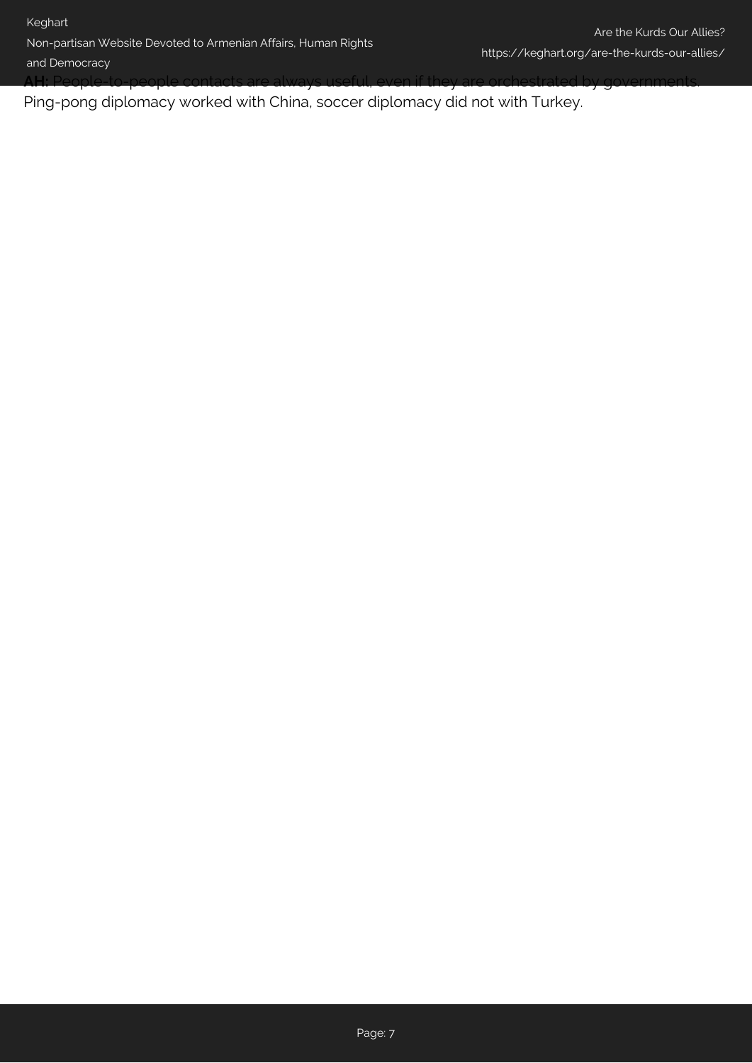**AH:** People-to-people contacts are always useful, even if they are orchestrated by governments. Ping-pong diplomacy worked with China, soccer diplomacy did not with Turkey.